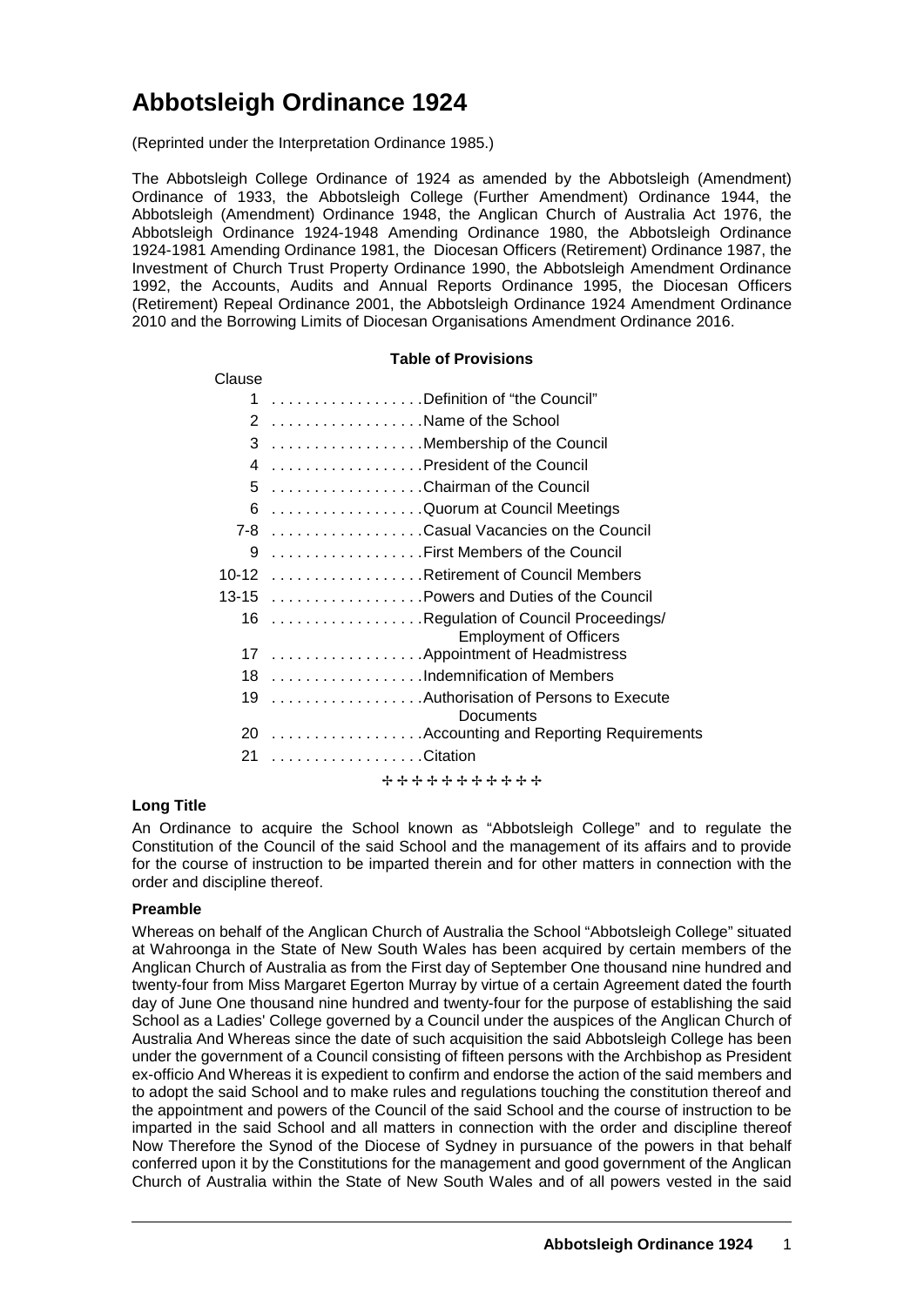# Abbotsleigh Ordinance 1924

(Reprinted under the Interpretation Ordinance 1985.)

The Abbotsleigh College Ordinance of 1924 as amended by the Abbotsleigh (Amendment) Ordinance of 1933, the Abbotsleigh College (Further Amendment) Ordinance 1944, the Abbotsleigh (Amendment) Ordinance 1948, the Anglican Church of Australia Act 1976, the Abbotsleigh Ordinance 1924-1948 Amending Ordinance 1980, the Abbotsleigh Ordinance 1924-1981 Amending Ordinance 1981, the Diocesan Officers (Retirement) Ordinance 1987, the Investment of Church Trust Property Ordinance 1990, the Abbotsleigh Amendment Ordinance 1992, the Accounts, Audits and Annual Reports Ordinance 1995, the Diocesan Officers (Retirement) Repeal Ordinance 2001, the Abbotsleigh Ordinance 1924 Amendment Ordinance 2010 and the Borrowing Limits of Diocesan Organisations Amendment Ordinance 2016.

**Table of Provisions**

| Clause | |
|---|---|
| 1 | Definition of "the Council" |
| 2 | Name of the School |
| 3 | Membership of the Council |
| 4 | President of the Council |
| 5 | Chairman of the Council |
| 6 | Quorum at Council Meetings |
| 7-8 | Casual Vacancies on the Council |
| 9 | First Members of the Council |
| 10-12 | Retirement of Council Members |
| 13-15 | Powers and Duties of the Council |
| 16 | Regulation of Council Proceedings/ Employment of Officers |
| 17 | Appointment of Headmistress |
| 18 | Indemnification of Members |
| 19 | Authorisation of Persons to Execute Documents |
| 20 | Accounting and Reporting Requirements |
| 21 | Citation |

✢✢✢✢✢✢✢✢✢✢✢

**Long Title**

An Ordinance to acquire the School known as "Abbotsleigh College" and to regulate the Constitution of the Council of the said School and the management of its affairs and to provide for the course of instruction to be imparted therein and for other matters in connection with the order and discipline thereof.

**Preamble**

Whereas on behalf of the Anglican Church of Australia the School "Abbotsleigh College" situated at Wahroonga in the State of New South Wales has been acquired by certain members of the Anglican Church of Australia as from the First day of September One thousand nine hundred and twenty-four from Miss Margaret Egerton Murray by virtue of a certain Agreement dated the fourth day of June One thousand nine hundred and twenty-four for the purpose of establishing the said School as a Ladies' College governed by a Council under the auspices of the Anglican Church of Australia And Whereas since the date of such acquisition the said Abbotsleigh College has been under the government of a Council consisting of fifteen persons with the Archbishop as President ex-officio And Whereas it is expedient to confirm and endorse the action of the said members and to adopt the said School and to make rules and regulations touching the constitution thereof and the appointment and powers of the Council of the said School and the course of instruction to be imparted in the said School and all matters in connection with the order and discipline thereof Now Therefore the Synod of the Diocese of Sydney in pursuance of the powers in that behalf conferred upon it by the Constitutions for the management and good government of the Anglican Church of Australia within the State of New South Wales and of all powers vested in the said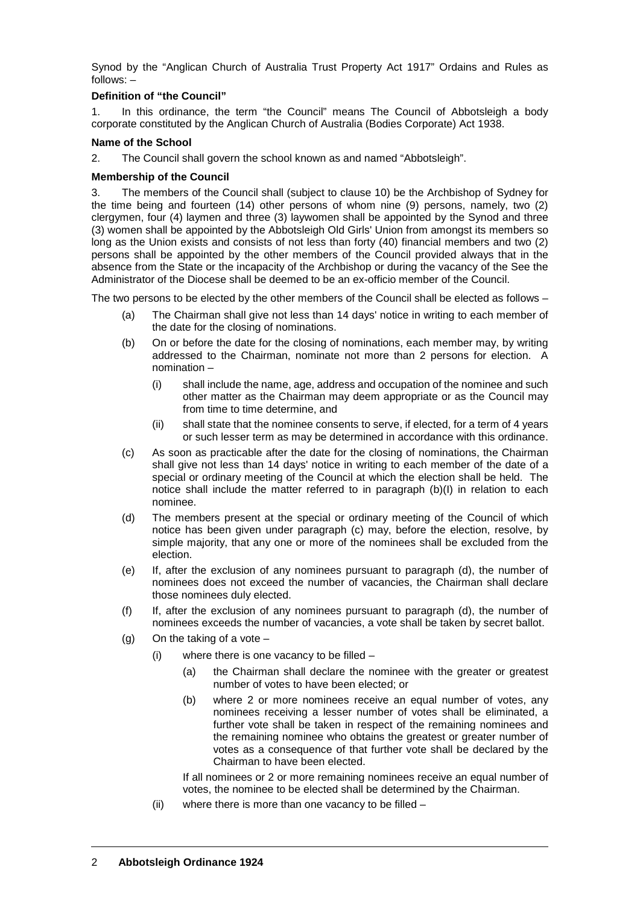Synod by the "Anglican Church of Australia Trust Property Act 1917" Ordains and Rules as follows: –

**Definition of "the Council"**

1. In this ordinance, the term "the Council" means The Council of Abbotsleigh a body corporate constituted by the Anglican Church of Australia (Bodies Corporate) Act 1938.

**Name of the School**

2. The Council shall govern the school known as and named "Abbotsleigh".

**Membership of the Council**

3. The members of the Council shall (subject to clause 10) be the Archbishop of Sydney for the time being and fourteen (14) other persons of whom nine (9) persons, namely, two (2) clergymen, four (4) laymen and three (3) laywomen shall be appointed by the Synod and three (3) women shall be appointed by the Abbotsleigh Old Girls' Union from amongst its members so long as the Union exists and consists of not less than forty (40) financial members and two (2) persons shall be appointed by the other members of the Council provided always that in the absence from the State or the incapacity of the Archbishop or during the vacancy of the See the Administrator of the Diocese shall be deemed to be an ex-officio member of the Council.

The two persons to be elected by the other members of the Council shall be elected as follows –

- (a) The Chairman shall give not less than 14 days' notice in writing to each member of the date for the closing of nominations.
- (b) On or before the date for the closing of nominations, each member may, by writing addressed to the Chairman, nominate not more than 2 persons for election. A nomination –
  - (i) shall include the name, age, address and occupation of the nominee and such other matter as the Chairman may deem appropriate or as the Council may from time to time determine, and
  - (ii) shall state that the nominee consents to serve, if elected, for a term of 4 years or such lesser term as may be determined in accordance with this ordinance.
- (c) As soon as practicable after the date for the closing of nominations, the Chairman shall give not less than 14 days' notice in writing to each member of the date of a special or ordinary meeting of the Council at which the election shall be held. The notice shall include the matter referred to in paragraph (b)(I) in relation to each nominee.
- (d) The members present at the special or ordinary meeting of the Council of which notice has been given under paragraph (c) may, before the election, resolve, by simple majority, that any one or more of the nominees shall be excluded from the election.
- (e) If, after the exclusion of any nominees pursuant to paragraph (d), the number of nominees does not exceed the number of vacancies, the Chairman shall declare those nominees duly elected.
- (f) If, after the exclusion of any nominees pursuant to paragraph (d), the number of nominees exceeds the number of vacancies, a vote shall be taken by secret ballot.
- (g) On the taking of a vote –
  - (i) where there is one vacancy to be filled –
    - (a) the Chairman shall declare the nominee with the greater or greatest number of votes to have been elected; or
    - (b) where 2 or more nominees receive an equal number of votes, any nominees receiving a lesser number of votes shall be eliminated, a further vote shall be taken in respect of the remaining nominees and the remaining nominee who obtains the greatest or greater number of votes as a consequence of that further vote shall be declared by the Chairman to have been elected.

    If all nominees or 2 or more remaining nominees receive an equal number of votes, the nominee to be elected shall be determined by the Chairman.
  - (ii) where there is more than one vacancy to be filled –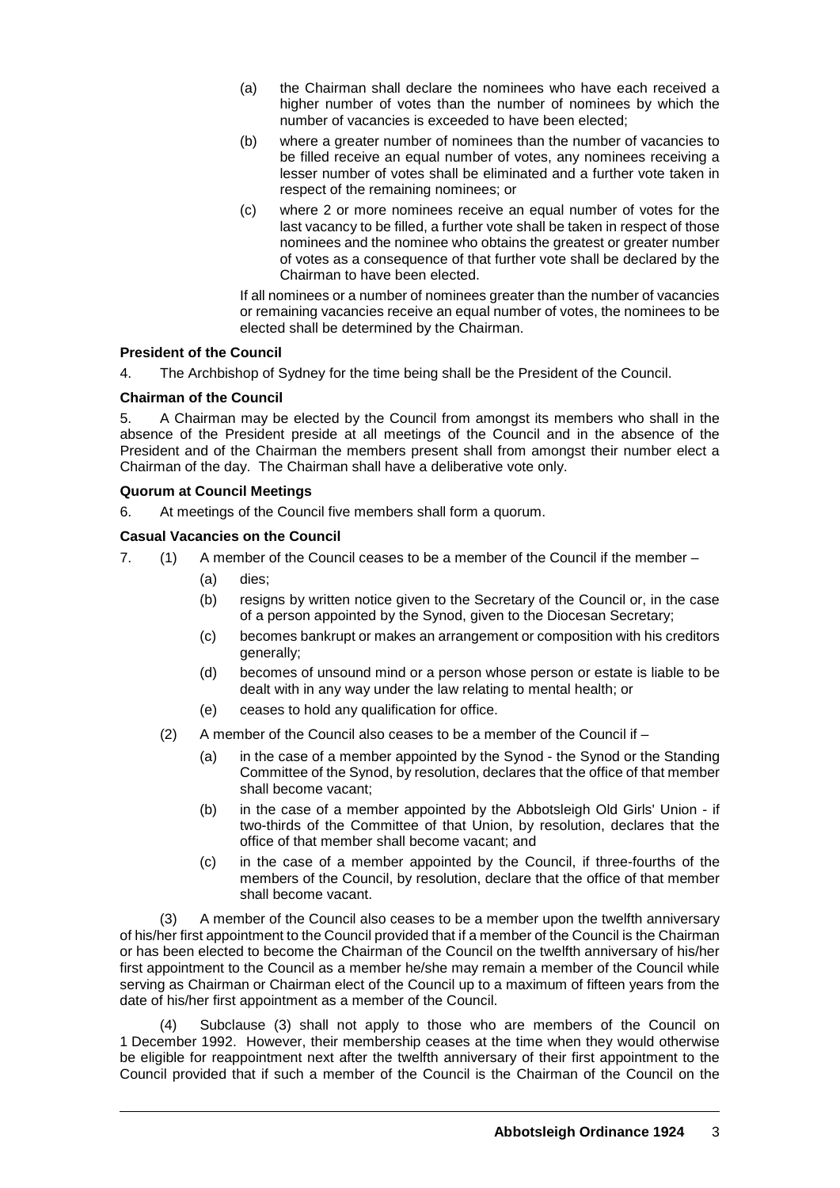(a) the Chairman shall declare the nominees who have each received a higher number of votes than the number of nominees by which the number of vacancies is exceeded to have been elected;

(b) where a greater number of nominees than the number of vacancies to be filled receive an equal number of votes, any nominees receiving a lesser number of votes shall be eliminated and a further vote taken in respect of the remaining nominees; or

(c) where 2 or more nominees receive an equal number of votes for the last vacancy to be filled, a further vote shall be taken in respect of those nominees and the nominee who obtains the greatest or greater number of votes as a consequence of that further vote shall be declared by the Chairman to have been elected.

If all nominees or a number of nominees greater than the number of vacancies or remaining vacancies receive an equal number of votes, the nominees to be elected shall be determined by the Chairman.

**President of the Council**

4. The Archbishop of Sydney for the time being shall be the President of the Council.

**Chairman of the Council**

5. A Chairman may be elected by the Council from amongst its members who shall in the absence of the President preside at all meetings of the Council and in the absence of the President and of the Chairman the members present shall from amongst their number elect a Chairman of the day. The Chairman shall have a deliberative vote only.

**Quorum at Council Meetings**

6. At meetings of the Council five members shall form a quorum.

**Casual Vacancies on the Council**

7. (1) A member of the Council ceases to be a member of the Council if the member –

(a) dies;

(b) resigns by written notice given to the Secretary of the Council or, in the case of a person appointed by the Synod, given to the Diocesan Secretary;

(c) becomes bankrupt or makes an arrangement or composition with his creditors generally;

(d) becomes of unsound mind or a person whose person or estate is liable to be dealt with in any way under the law relating to mental health; or

(e) ceases to hold any qualification for office.

(2) A member of the Council also ceases to be a member of the Council if –

(a) in the case of a member appointed by the Synod - the Synod or the Standing Committee of the Synod, by resolution, declares that the office of that member shall become vacant;

(b) in the case of a member appointed by the Abbotsleigh Old Girls' Union - if two-thirds of the Committee of that Union, by resolution, declares that the office of that member shall become vacant; and

(c) in the case of a member appointed by the Council, if three-fourths of the members of the Council, by resolution, declare that the office of that member shall become vacant.

(3) A member of the Council also ceases to be a member upon the twelfth anniversary of his/her first appointment to the Council provided that if a member of the Council is the Chairman or has been elected to become the Chairman of the Council on the twelfth anniversary of his/her first appointment to the Council as a member he/she may remain a member of the Council while serving as Chairman or Chairman elect of the Council up to a maximum of fifteen years from the date of his/her first appointment as a member of the Council.

(4) Subclause (3) shall not apply to those who are members of the Council on 1 December 1992. However, their membership ceases at the time when they would otherwise be eligible for reappointment next after the twelfth anniversary of their first appointment to the Council provided that if such a member of the Council is the Chairman of the Council on the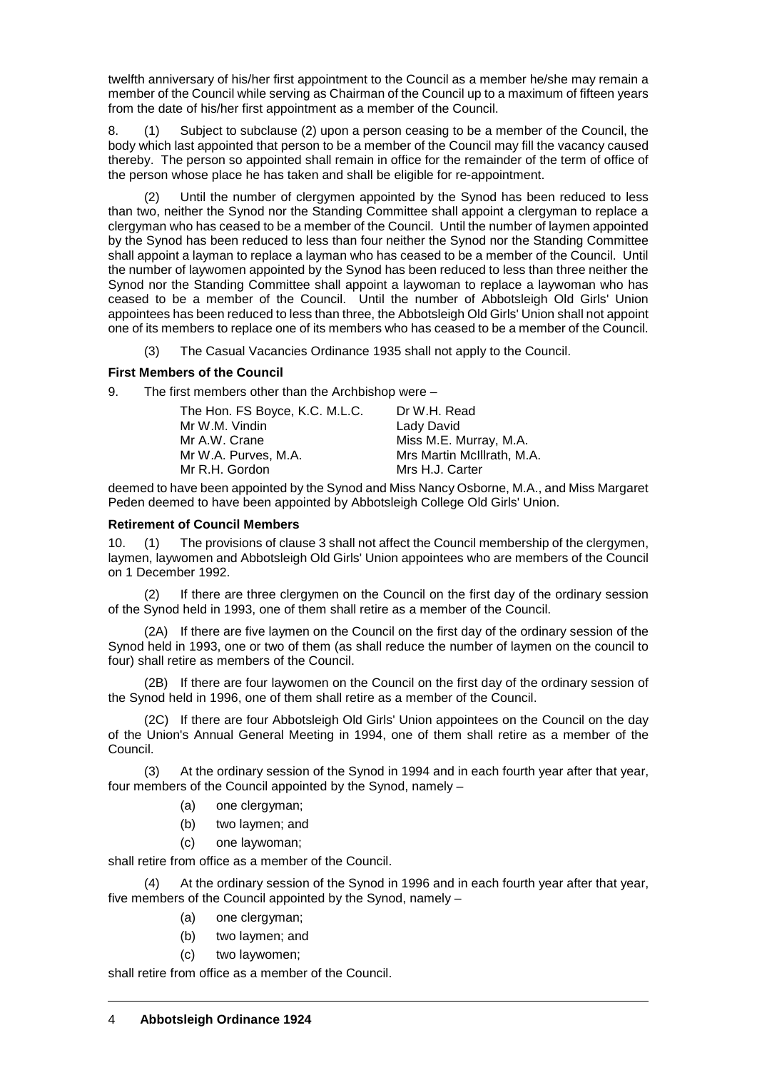twelfth anniversary of his/her first appointment to the Council as a member he/she may remain a member of the Council while serving as Chairman of the Council up to a maximum of fifteen years from the date of his/her first appointment as a member of the Council.

8. (1) Subject to subclause (2) upon a person ceasing to be a member of the Council, the body which last appointed that person to be a member of the Council may fill the vacancy caused thereby. The person so appointed shall remain in office for the remainder of the term of office of the person whose place he has taken and shall be eligible for re-appointment.

(2) Until the number of clergymen appointed by the Synod has been reduced to less than two, neither the Synod nor the Standing Committee shall appoint a clergyman to replace a clergyman who has ceased to be a member of the Council. Until the number of laymen appointed by the Synod has been reduced to less than four neither the Synod nor the Standing Committee shall appoint a layman to replace a layman who has ceased to be a member of the Council. Until the number of laywomen appointed by the Synod has been reduced to less than three neither the Synod nor the Standing Committee shall appoint a laywoman to replace a laywoman who has ceased to be a member of the Council. Until the number of Abbotsleigh Old Girls' Union appointees has been reduced to less than three, the Abbotsleigh Old Girls' Union shall not appoint one of its members to replace one of its members who has ceased to be a member of the Council.

(3) The Casual Vacancies Ordinance 1935 shall not apply to the Council.

### First Members of the Council

9. The first members other than the Archbishop were –

| | |
|---|---|
| The Hon. FS Boyce, K.C. M.L.C. | Dr W.H. Read |
| Mr W.M. Vindin | Lady David |
| Mr A.W. Crane | Miss M.E. Murray, M.A. |
| Mr W.A. Purves, M.A. | Mrs Martin McIllrath, M.A. |
| Mr R.H. Gordon | Mrs H.J. Carter |

deemed to have been appointed by the Synod and Miss Nancy Osborne, M.A., and Miss Margaret Peden deemed to have been appointed by Abbotsleigh College Old Girls' Union.

### Retirement of Council Members

10. (1) The provisions of clause 3 shall not affect the Council membership of the clergymen, laymen, laywomen and Abbotsleigh Old Girls' Union appointees who are members of the Council on 1 December 1992.

(2) If there are three clergymen on the Council on the first day of the ordinary session of the Synod held in 1993, one of them shall retire as a member of the Council.

(2A) If there are five laymen on the Council on the first day of the ordinary session of the Synod held in 1993, one or two of them (as shall reduce the number of laymen on the council to four) shall retire as members of the Council.

(2B) If there are four laywomen on the Council on the first day of the ordinary session of the Synod held in 1996, one of them shall retire as a member of the Council.

(2C) If there are four Abbotsleigh Old Girls' Union appointees on the Council on the day of the Union's Annual General Meeting in 1994, one of them shall retire as a member of the Council.

(3) At the ordinary session of the Synod in 1994 and in each fourth year after that year, four members of the Council appointed by the Synod, namely –

- (a) one clergyman;
- (b) two laymen; and
- (c) one laywoman;

shall retire from office as a member of the Council.

(4) At the ordinary session of the Synod in 1996 and in each fourth year after that year, five members of the Council appointed by the Synod, namely –

- (a) one clergyman;
- (b) two laymen; and
- (c) two laywomen;

shall retire from office as a member of the Council.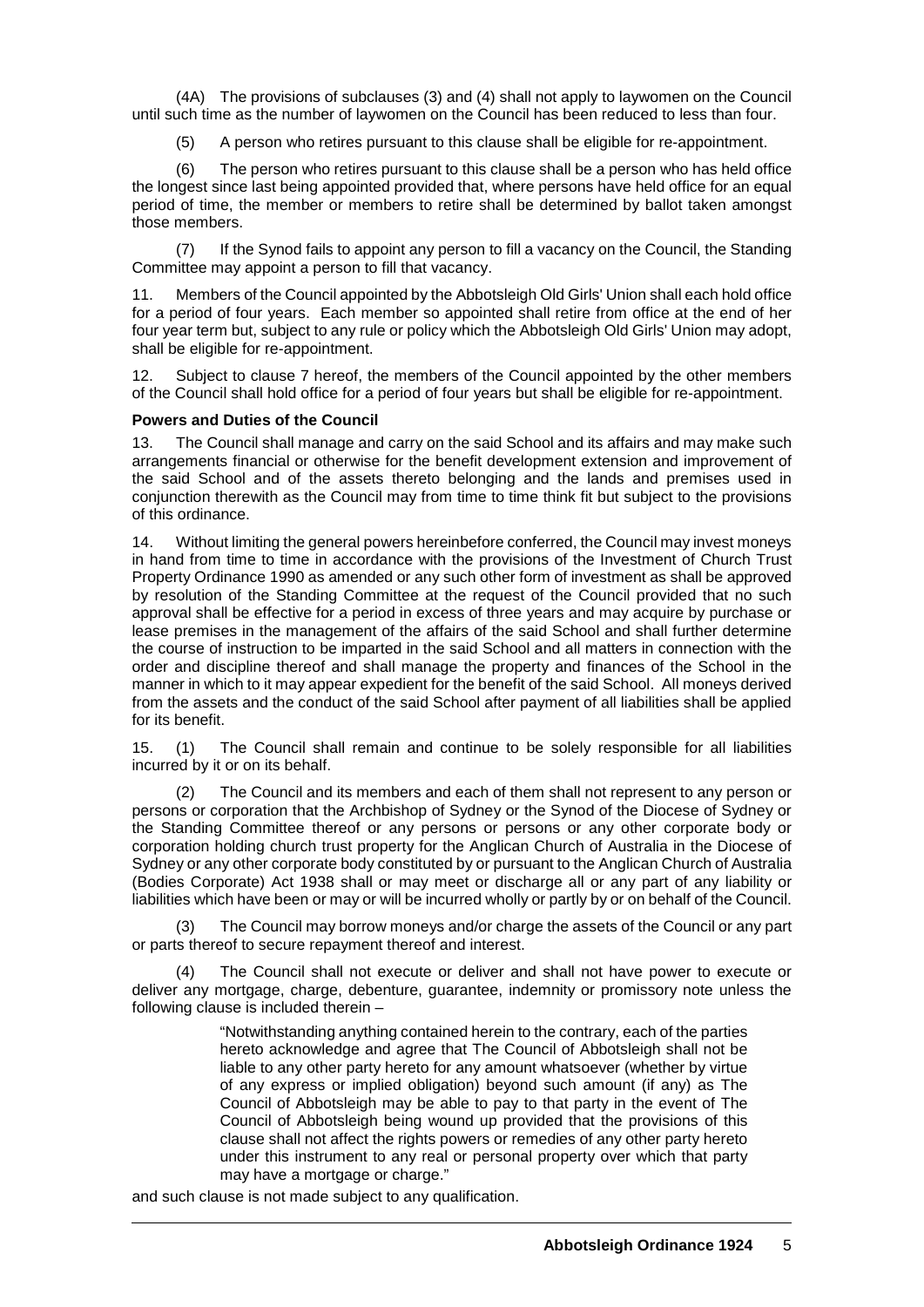(4A) The provisions of subclauses (3) and (4) shall not apply to laywomen on the Council until such time as the number of laywomen on the Council has been reduced to less than four.

(5) A person who retires pursuant to this clause shall be eligible for re-appointment.

(6) The person who retires pursuant to this clause shall be a person who has held office the longest since last being appointed provided that, where persons have held office for an equal period of time, the member or members to retire shall be determined by ballot taken amongst those members.

(7) If the Synod fails to appoint any person to fill a vacancy on the Council, the Standing Committee may appoint a person to fill that vacancy.

11. Members of the Council appointed by the Abbotsleigh Old Girls' Union shall each hold office for a period of four years. Each member so appointed shall retire from office at the end of her four year term but, subject to any rule or policy which the Abbotsleigh Old Girls' Union may adopt, shall be eligible for re-appointment.

12. Subject to clause 7 hereof, the members of the Council appointed by the other members of the Council shall hold office for a period of four years but shall be eligible for re-appointment.

**Powers and Duties of the Council**

13. The Council shall manage and carry on the said School and its affairs and may make such arrangements financial or otherwise for the benefit development extension and improvement of the said School and of the assets thereto belonging and the lands and premises used in conjunction therewith as the Council may from time to time think fit but subject to the provisions of this ordinance.

14. Without limiting the general powers hereinbefore conferred, the Council may invest moneys in hand from time to time in accordance with the provisions of the Investment of Church Trust Property Ordinance 1990 as amended or any such other form of investment as shall be approved by resolution of the Standing Committee at the request of the Council provided that no such approval shall be effective for a period in excess of three years and may acquire by purchase or lease premises in the management of the affairs of the said School and shall further determine the course of instruction to be imparted in the said School and all matters in connection with the order and discipline thereof and shall manage the property and finances of the School in the manner in which to it may appear expedient for the benefit of the said School. All moneys derived from the assets and the conduct of the said School after payment of all liabilities shall be applied for its benefit.

15. (1) The Council shall remain and continue to be solely responsible for all liabilities incurred by it or on its behalf.

(2) The Council and its members and each of them shall not represent to any person or persons or corporation that the Archbishop of Sydney or the Synod of the Diocese of Sydney or the Standing Committee thereof or any persons or persons or any other corporate body or corporation holding church trust property for the Anglican Church of Australia in the Diocese of Sydney or any other corporate body constituted by or pursuant to the Anglican Church of Australia (Bodies Corporate) Act 1938 shall or may meet or discharge all or any part of any liability or liabilities which have been or may or will be incurred wholly or partly by or on behalf of the Council.

(3) The Council may borrow moneys and/or charge the assets of the Council or any part or parts thereof to secure repayment thereof and interest.

(4) The Council shall not execute or deliver and shall not have power to execute or deliver any mortgage, charge, debenture, guarantee, indemnity or promissory note unless the following clause is included therein –

> "Notwithstanding anything contained herein to the contrary, each of the parties hereto acknowledge and agree that The Council of Abbotsleigh shall not be liable to any other party hereto for any amount whatsoever (whether by virtue of any express or implied obligation) beyond such amount (if any) as The Council of Abbotsleigh may be able to pay to that party in the event of The Council of Abbotsleigh being wound up provided that the provisions of this clause shall not affect the rights powers or remedies of any other party hereto under this instrument to any real or personal property over which that party may have a mortgage or charge."

and such clause is not made subject to any qualification.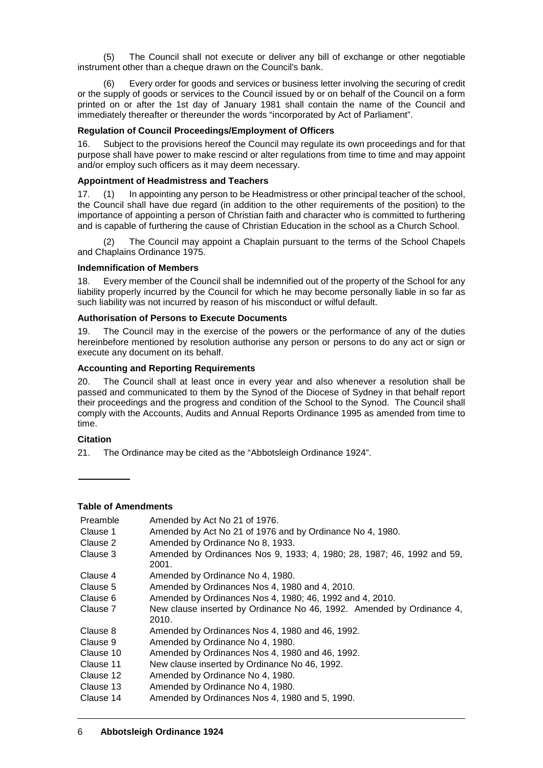(5) The Council shall not execute or deliver any bill of exchange or other negotiable instrument other than a cheque drawn on the Council's bank.

(6) Every order for goods and services or business letter involving the securing of credit or the supply of goods or services to the Council issued by or on behalf of the Council on a form printed on or after the 1st day of January 1981 shall contain the name of the Council and immediately thereafter or thereunder the words "incorporated by Act of Parliament".

**Regulation of Council Proceedings/Employment of Officers**

16. Subject to the provisions hereof the Council may regulate its own proceedings and for that purpose shall have power to make rescind or alter regulations from time to time and may appoint and/or employ such officers as it may deem necessary.

**Appointment of Headmistress and Teachers**

17. (1) In appointing any person to be Headmistress or other principal teacher of the school, the Council shall have due regard (in addition to the other requirements of the position) to the importance of appointing a person of Christian faith and character who is committed to furthering and is capable of furthering the cause of Christian Education in the school as a Church School.

(2) The Council may appoint a Chaplain pursuant to the terms of the School Chapels and Chaplains Ordinance 1975.

**Indemnification of Members**

18. Every member of the Council shall be indemnified out of the property of the School for any liability properly incurred by the Council for which he may become personally liable in so far as such liability was not incurred by reason of his misconduct or wilful default.

**Authorisation of Persons to Execute Documents**

19. The Council may in the exercise of the powers or the performance of any of the duties hereinbefore mentioned by resolution authorise any person or persons to do any act or sign or execute any document on its behalf.

**Accounting and Reporting Requirements**

20. The Council shall at least once in every year and also whenever a resolution shall be passed and communicated to them by the Synod of the Diocese of Sydney in that behalf report their proceedings and the progress and condition of the School to the Synod. The Council shall comply with the Accounts, Audits and Annual Reports Ordinance 1995 as amended from time to time.

**Citation**

21. The Ordinance may be cited as the "Abbotsleigh Ordinance 1924".

---

**Table of Amendments**

| | |
|---|---|
| Preamble | Amended by Act No 21 of 1976. |
| Clause 1 | Amended by Act No 21 of 1976 and by Ordinance No 4, 1980. |
| Clause 2 | Amended by Ordinance No 8, 1933. |
| Clause 3 | Amended by Ordinances Nos 9, 1933; 4, 1980; 28, 1987; 46, 1992 and 59, 2001. |
| Clause 4 | Amended by Ordinance No 4, 1980. |
| Clause 5 | Amended by Ordinances Nos 4, 1980 and 4, 2010. |
| Clause 6 | Amended by Ordinances Nos 4, 1980; 46, 1992 and 4, 2010. |
| Clause 7 | New clause inserted by Ordinance No 46, 1992. Amended by Ordinance 4, 2010. |
| Clause 8 | Amended by Ordinances Nos 4, 1980 and 46, 1992. |
| Clause 9 | Amended by Ordinance No 4, 1980. |
| Clause 10 | Amended by Ordinances Nos 4, 1980 and 46, 1992. |
| Clause 11 | New clause inserted by Ordinance No 46, 1992. |
| Clause 12 | Amended by Ordinance No 4, 1980. |
| Clause 13 | Amended by Ordinance No 4, 1980. |
| Clause 14 | Amended by Ordinances Nos 4, 1980 and 5, 1990. |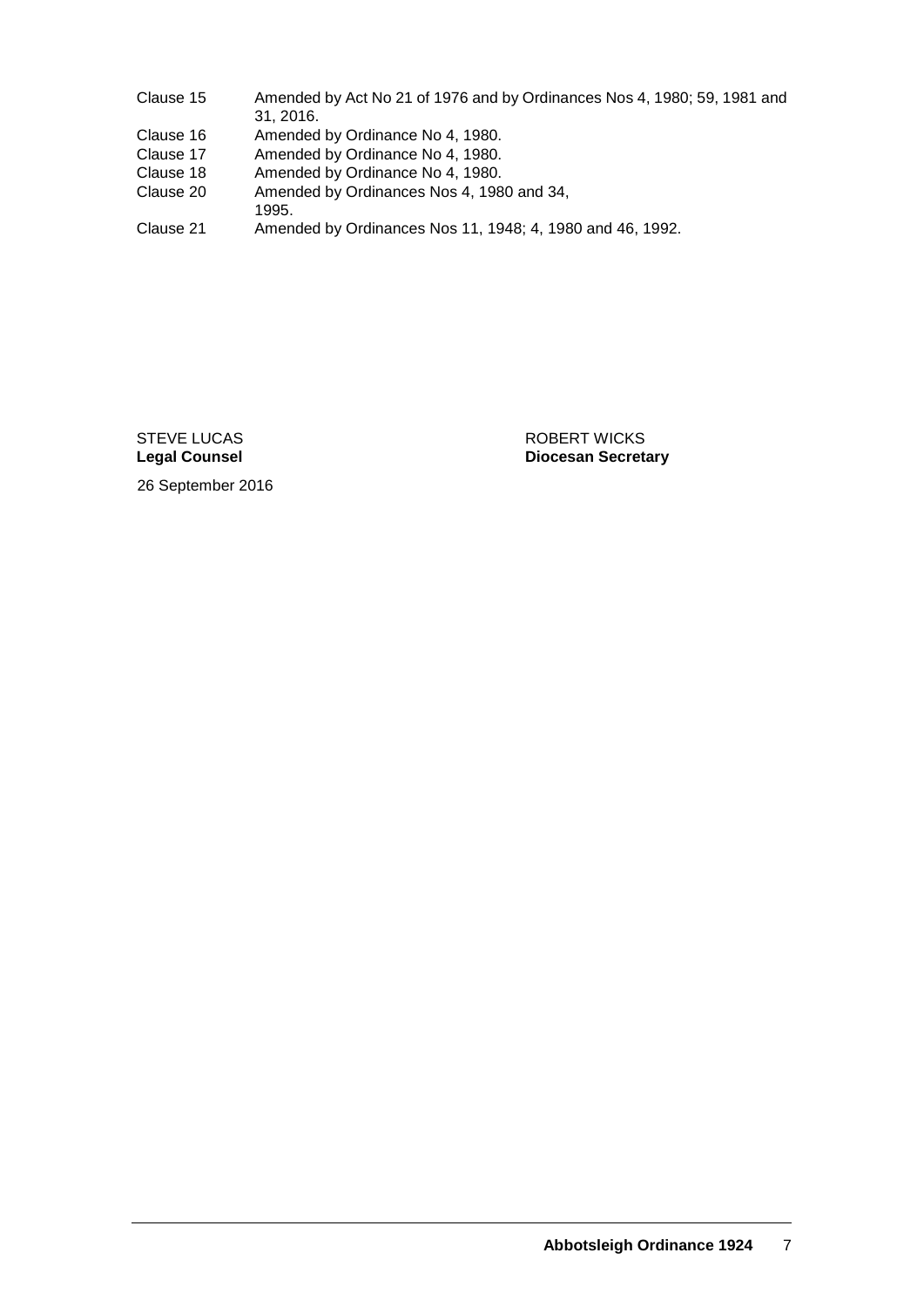| | |
|---|---|
| Clause 15 | Amended by Act No 21 of 1976 and by Ordinances Nos 4, 1980; 59, 1981 and 31, 2016. |
| Clause 16 | Amended by Ordinance No 4, 1980. |
| Clause 17 | Amended by Ordinance No 4, 1980. |
| Clause 18 | Amended by Ordinance No 4, 1980. |
| Clause 20 | Amended by Ordinances Nos 4, 1980 and 34, 1995. |
| Clause 21 | Amended by Ordinances Nos 11, 1948; 4, 1980 and 46, 1992. |

STEVE LUCAS
**Legal Counsel**

ROBERT WICKS
**Diocesan Secretary**

26 September 2016